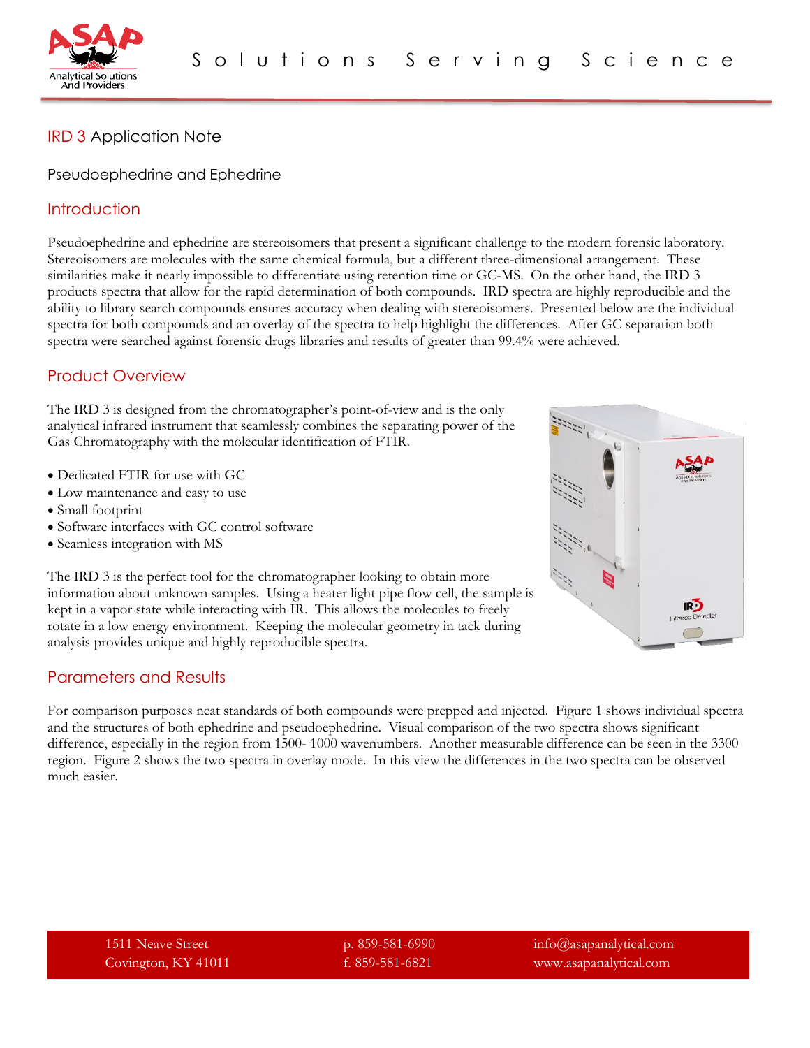# IRD 3 Application Note

Pseudoephedrine and Ephedrine

## Introduction

Pseudoephedrine and ephedrine are stereoisomers that present a significant challenge to the modern forensic laboratory. Stereoisomers are molecules with the same chemical formula, but a different three-dimensional arrangement. These similarities make it nearly impossible to differentiate using retention time or GC-MS. On the other hand, the IRD 3 products spectra that allow for the rapid determination of both compounds. IRD spectra are highly reproducible and the ability to library search compounds ensures accuracy when dealing with stereoisomers. Presented below are the individual spectra for both compounds and an overlay of the spectra to help highlight the differences. After GC separation both spectra were searched against forensic drugs libraries and results of greater than 99.4% were achieved.

## Product Overview

The IRD 3 is designed from the chromatographer's point-of-view and is the only analytical infrared instrument that seamlessly combines the separating power of the Gas Chromatography with the molecular identification of FTIR.

- Dedicated FTIR for use with GC
- Low maintenance and easy to use
- Small footprint
- Software interfaces with GC control software
- Seamless integration with MS

The IRD 3 is the perfect tool for the chromatographer looking to obtain more information about unknown samples. Using a heater light pipe flow cell, the sample is kept in a vapor state while interacting with IR. This allows the molecules to freely rotate in a low energy environment. Keeping the molecular geometry in tack during analysis provides unique and highly reproducible spectra.

## Parameters and Results

For comparison purposes neat standards of both compounds were prepped and injected. Figure 1 shows individual spectra and the structures of both ephedrine and pseudoephedrine. Visual comparison of the two spectra shows significant difference, especially in the region from 1500- 1000 wavenumbers. Another measurable difference can be seen in the 3300 region. Figure 2 shows the two spectra in overlay mode. In this view the differences in the two spectra can be observed much easier.

1511 Neave Street
Covington, KY 41011

p. 859-581-6990
f. 859-581-6821

info@asapanalytical.com
www.asapanalytical.com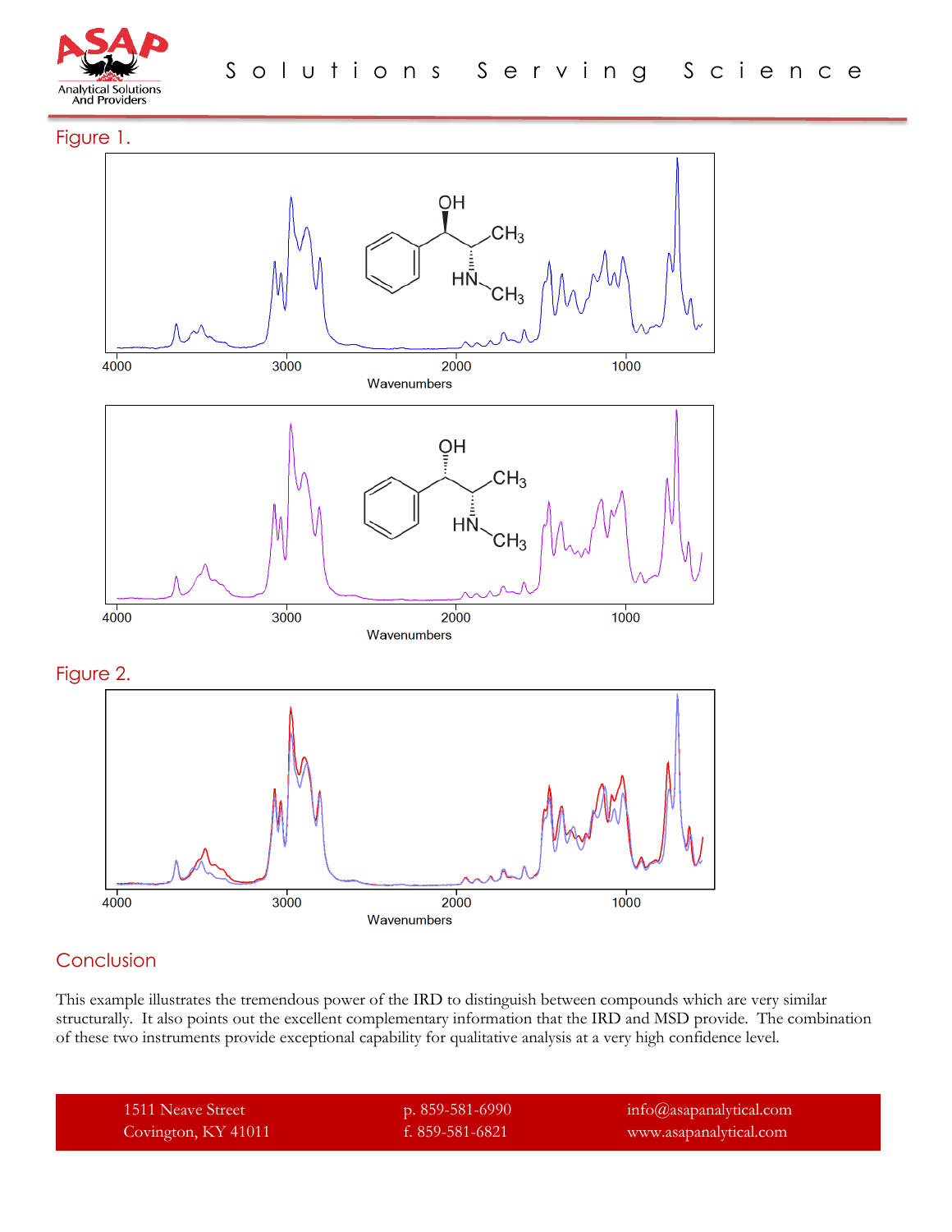## Figure 1.

OH

CH3

HN

CH3

4000

3000

2000

1000

Wavenumbers

OH

CH3

HN

CH3

4000

3000

2000

1000

Wavenumbers

## Figure 2.

4000

3000

2000

1000

Wavenumbers

## Conclusion

This example illustrates the tremendous power of the IRD to distinguish between compounds which are very similar structurally. It also points out the excellent complementary information that the IRD and MSD provide. The combination of these two instruments provide exceptional capability for qualitative analysis at a very high confidence level.

1511 Neave Street
Covington, KY 41011

p. 859-581-6990
f. 859-581-6821

info@asapanalytical.com
www.asapanalytical.com